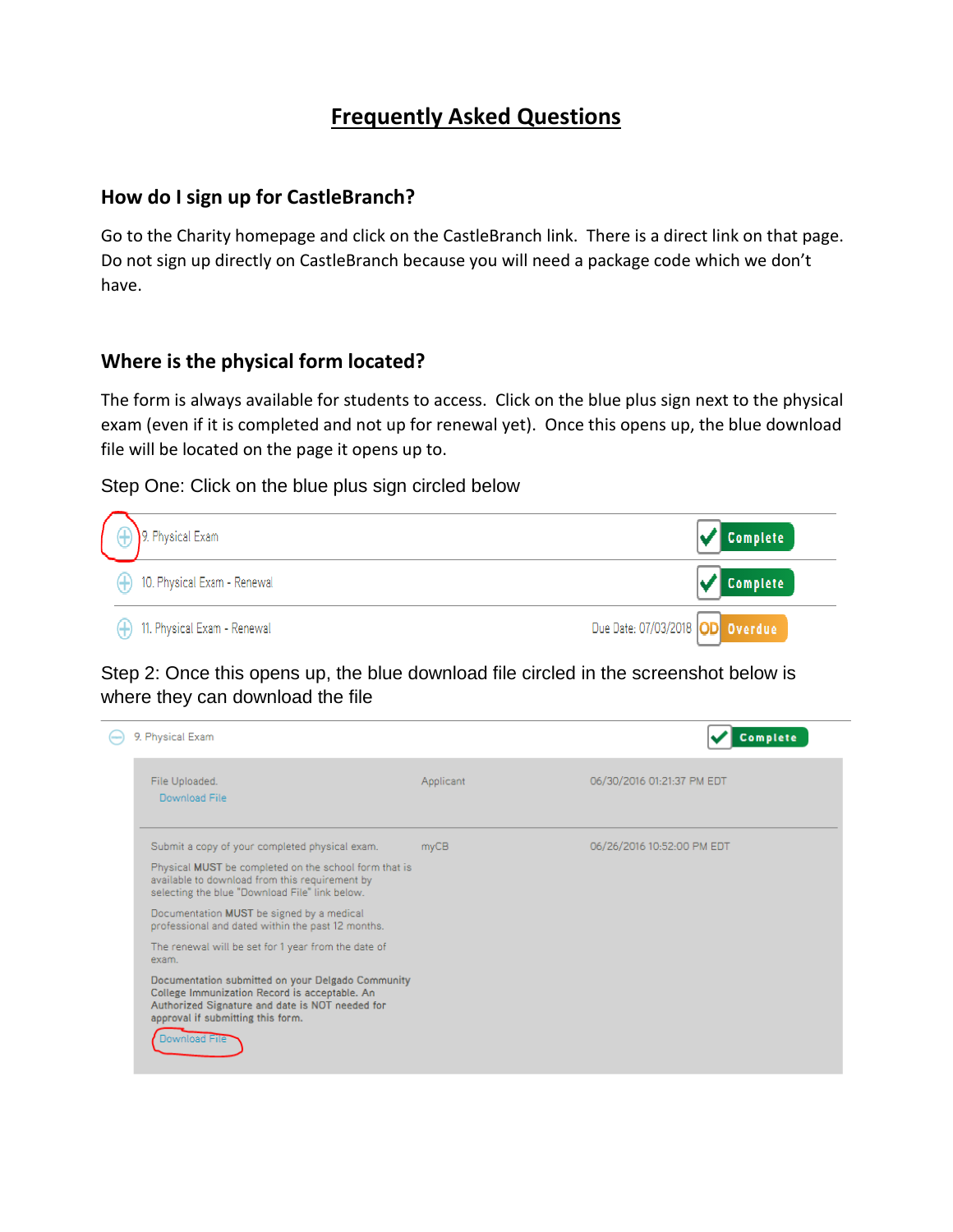# Frequently Asked Questions

## How do I sign up for CastleBranch?

Go to the Charity homepage and click on the CastleBranch link. There is a direct link on that page. Do not sign up directly on CastleBranch because you will need a package code which we don't have.

## Where is the physical form located?

The form is always available for students to access. Click on the blue plus sign next to the physical exam (even if it is completed and not up for renewal yet). Once this opens up, the blue download file will be located on the page it opens up to.

Step One: Click on the blue plus sign circled below

| | | |
|---|---|---|
| 9. Physical Exam | | Complete |
| 10. Physical Exam - Renewal | | Complete |
| 11. Physical Exam - Renewal | Due Date: 07/03/2018 | OD Overdue |

Step 2: Once this opens up, the blue download file circled in the screenshot below is where they can download the file

9. Physical Exam — Complete

| | | |
|---|---|---|
| File Uploaded.<br>Download File | Applicant | 06/30/2016 01:21:37 PM EDT |
| Submit a copy of your completed physical exam.<br>Physical MUST be completed on the school form that is available to download from this requirement by selecting the blue "Download File" link below.<br>Documentation MUST be signed by a medical professional and dated within the past 12 months.<br>The renewal will be set for 1 year from the date of exam.<br>**Documentation submitted on your Delgado Community College Immunization Record is acceptable. An Authorized Signature and date is NOT needed for approval if submitting this form.**<br>Download File | myCB | 06/26/2016 10:52:00 PM EDT |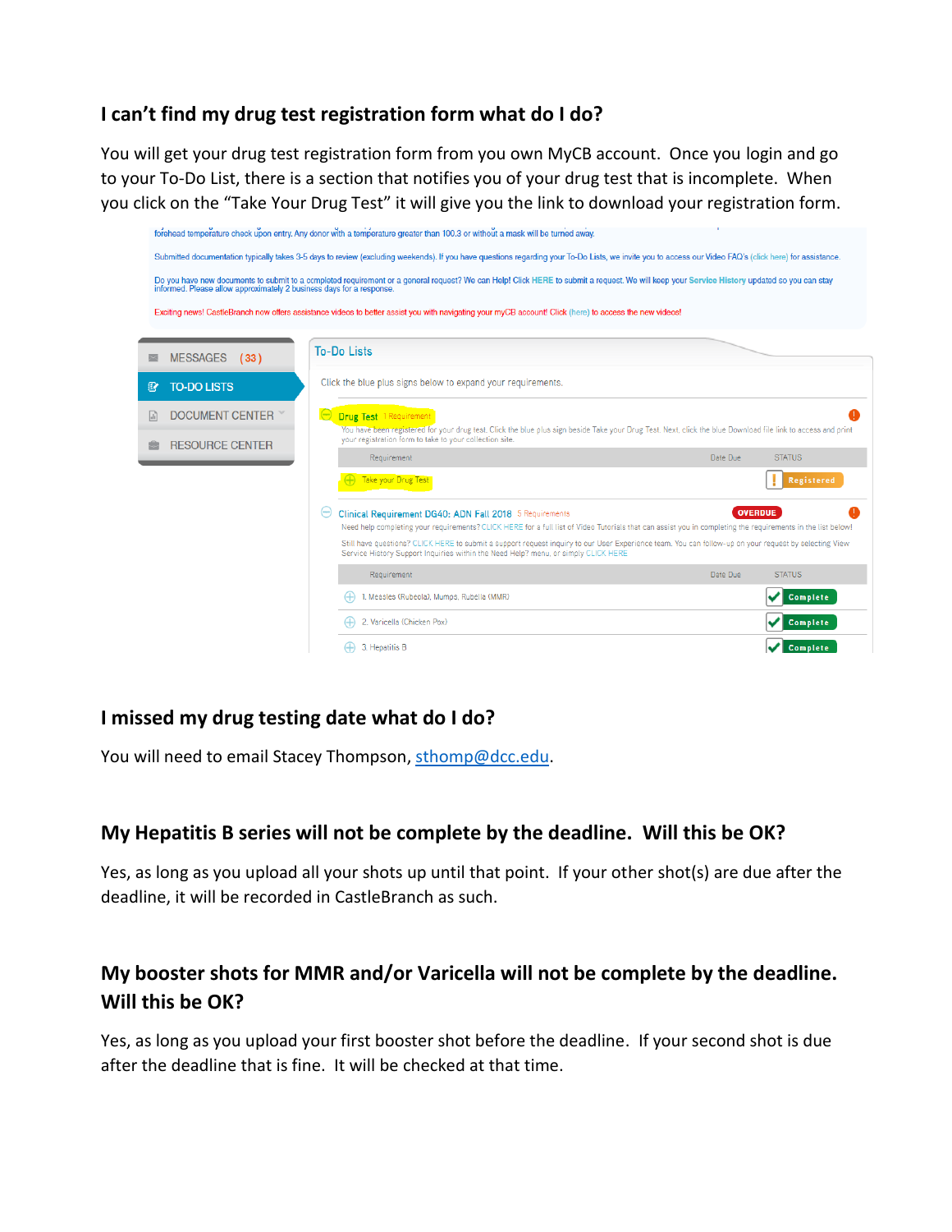## I can't find my drug test registration form what do I do?

You will get your drug test registration form from you own MyCB account. Once you login and go to your To-Do List, there is a section that notifies you of your drug test that is incomplete. When you click on the "Take Your Drug Test" it will give you the link to download your registration form.

forehead temperature check upon entry. Any donor with a temperature greater than 100.3 or without a mask will be turned away.

Submitted documentation typically takes 3-5 days to review (excluding weekends). If you have questions regarding your To-Do Lists, we invite you to access our Video FAQ's (click here) for assistance.

Do you have new documents to submit to a completed requirement or a general request? We can Help! Click HERE to submit a request. We will keep your Service History updated so you can stay informed. Please allow approximately 2 business days for a response.

Exciting news! CastleBranch now offers assistance videos to better assist you with navigating your myCB account! Click (here) to access the new videos!

MESSAGES (33)
TO-DO LISTS
DOCUMENT CENTER
RESOURCE CENTER

To-Do Lists

Click the blue plus signs below to expand your requirements.

Drug Test 1 Requirement

You have been registered for your drug test. Click the blue plus sign beside Take your Drug Test. Next, click the blue Download file link to access and print your registration form to take to your collection site.

| Requirement | Date Due | STATUS |
|---|---|---|
| Take your Drug Test | | Registered |

Clinical Requirement DG40: ADN Fall 2018 5 Requirements OVERDUE

Need help completing your requirements? CLICK HERE for a full list of Video Tutorials that can assist you in completing the requirements in the list below!

Still have questions? CLICK HERE to submit a support request inquiry to our User Experience team. You can follow-up on your request by selecting View Service History Support Inquiries within the Need Help? menu, or simply CLICK HERE

| Requirement | Date Due | STATUS |
|---|---|---|
| 1. Measles (Rubeola), Mumps, Rubella (MMR) | | Complete |
| 2. Varicella (Chicken Pox) | | Complete |
| 3. Hepatitis B | | Complete |

## I missed my drug testing date what do I do?

You will need to email Stacey Thompson, sthomp@dcc.edu.

## My Hepatitis B series will not be complete by the deadline. Will this be OK?

Yes, as long as you upload all your shots up until that point. If your other shot(s) are due after the deadline, it will be recorded in CastleBranch as such.

## My booster shots for MMR and/or Varicella will not be complete by the deadline. Will this be OK?

Yes, as long as you upload your first booster shot before the deadline. If your second shot is due after the deadline that is fine. It will be checked at that time.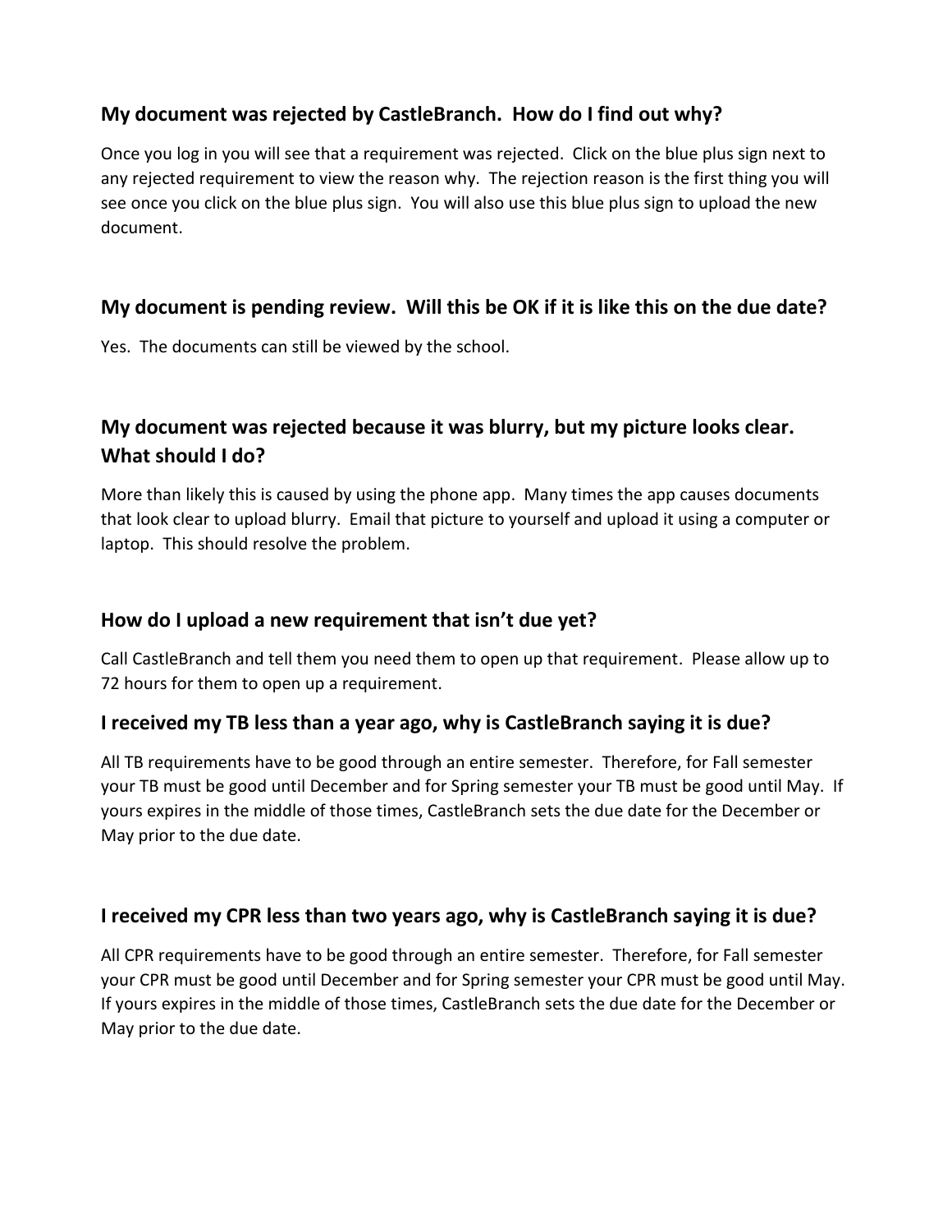### My document was rejected by CastleBranch. How do I find out why?

Once you log in you will see that a requirement was rejected. Click on the blue plus sign next to any rejected requirement to view the reason why. The rejection reason is the first thing you will see once you click on the blue plus sign. You will also use this blue plus sign to upload the new document.

### My document is pending review. Will this be OK if it is like this on the due date?

Yes. The documents can still be viewed by the school.

### My document was rejected because it was blurry, but my picture looks clear. What should I do?

More than likely this is caused by using the phone app. Many times the app causes documents that look clear to upload blurry. Email that picture to yourself and upload it using a computer or laptop. This should resolve the problem.

### How do I upload a new requirement that isn't due yet?

Call CastleBranch and tell them you need them to open up that requirement. Please allow up to 72 hours for them to open up a requirement.

### I received my TB less than a year ago, why is CastleBranch saying it is due?

All TB requirements have to be good through an entire semester. Therefore, for Fall semester your TB must be good until December and for Spring semester your TB must be good until May. If yours expires in the middle of those times, CastleBranch sets the due date for the December or May prior to the due date.

### I received my CPR less than two years ago, why is CastleBranch saying it is due?

All CPR requirements have to be good through an entire semester. Therefore, for Fall semester your CPR must be good until December and for Spring semester your CPR must be good until May. If yours expires in the middle of those times, CastleBranch sets the due date for the December or May prior to the due date.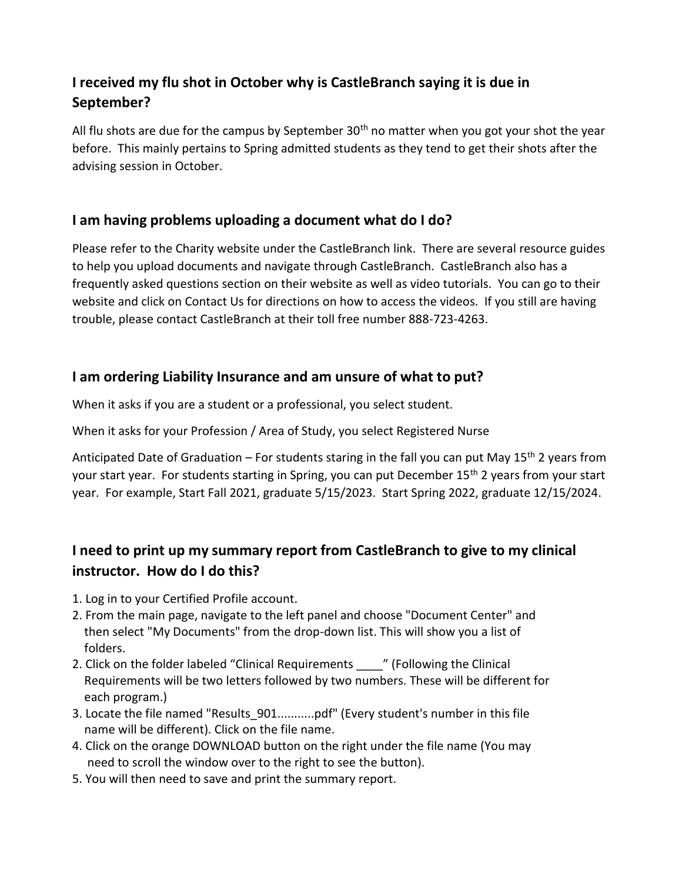## I received my flu shot in October why is CastleBranch saying it is due in September?

All flu shots are due for the campus by September 30th no matter when you got your shot the year before. This mainly pertains to Spring admitted students as they tend to get their shots after the advising session in October.

## I am having problems uploading a document what do I do?

Please refer to the Charity website under the CastleBranch link. There are several resource guides to help you upload documents and navigate through CastleBranch. CastleBranch also has a frequently asked questions section on their website as well as video tutorials. You can go to their website and click on Contact Us for directions on how to access the videos. If you still are having trouble, please contact CastleBranch at their toll free number 888-723-4263.

## I am ordering Liability Insurance and am unsure of what to put?

When it asks if you are a student or a professional, you select student.

When it asks for your Profession / Area of Study, you select Registered Nurse

Anticipated Date of Graduation – For students staring in the fall you can put May 15th 2 years from your start year. For students starting in Spring, you can put December 15th 2 years from your start year. For example, Start Fall 2021, graduate 5/15/2023. Start Spring 2022, graduate 12/15/2024.

## I need to print up my summary report from CastleBranch to give to my clinical instructor. How do I do this?

1. Log in to your Certified Profile account.
2. From the main page, navigate to the left panel and choose "Document Center" and then select "My Documents" from the drop-down list. This will show you a list of folders.
2. Click on the folder labeled “Clinical Requirements ____” (Following the Clinical Requirements will be two letters followed by two numbers. These will be different for each program.)
3. Locate the file named "Results_901...........pdf" (Every student's number in this file name will be different). Click on the file name.
4. Click on the orange DOWNLOAD button on the right under the file name (You may need to scroll the window over to the right to see the button).
5. You will then need to save and print the summary report.